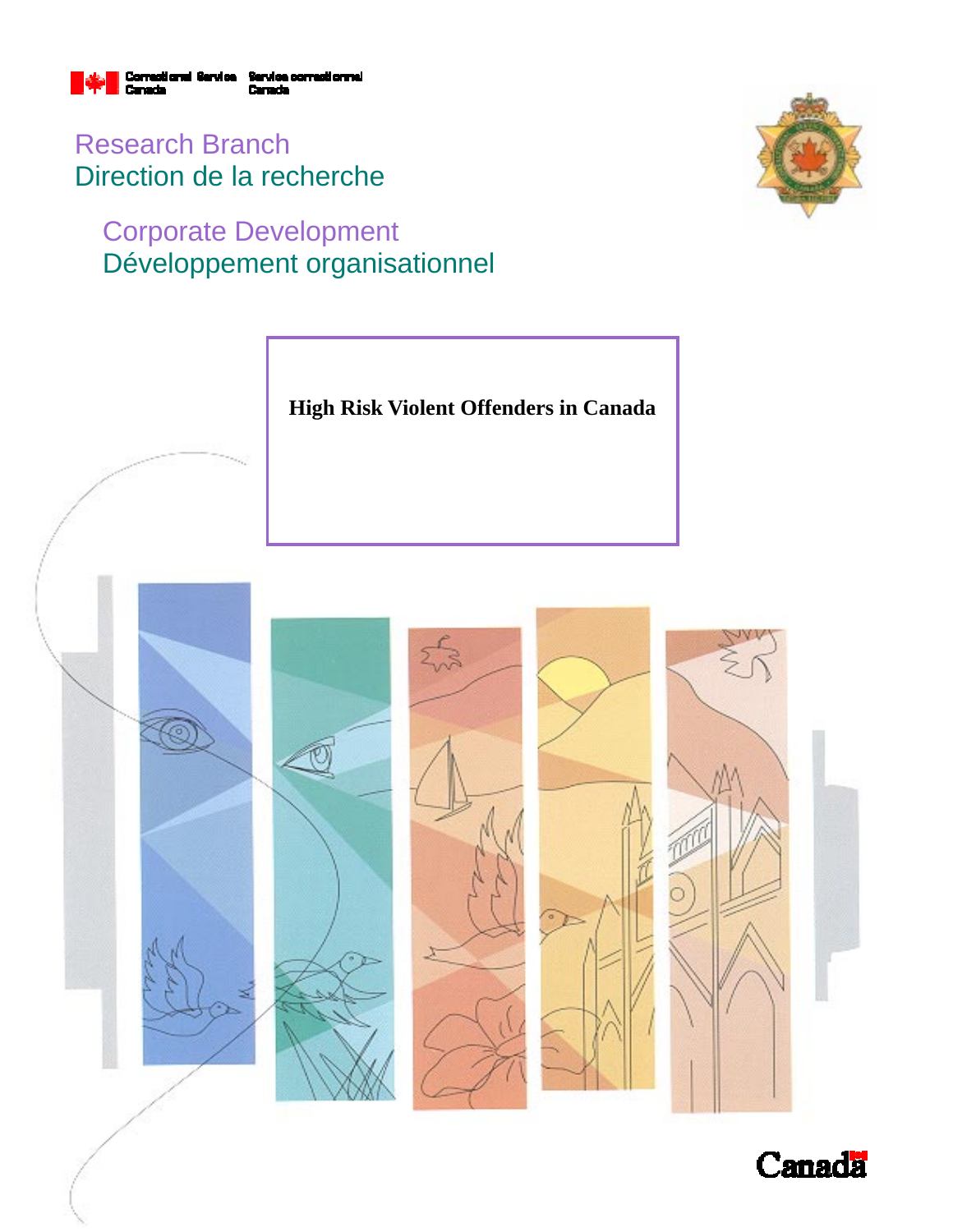Correctional Service Canada | Service correctionnel Canada

Research Branch
Direction de la recherche

Corporate Development
Développement organisationnel

# High Risk Violent Offenders in Canada

Canada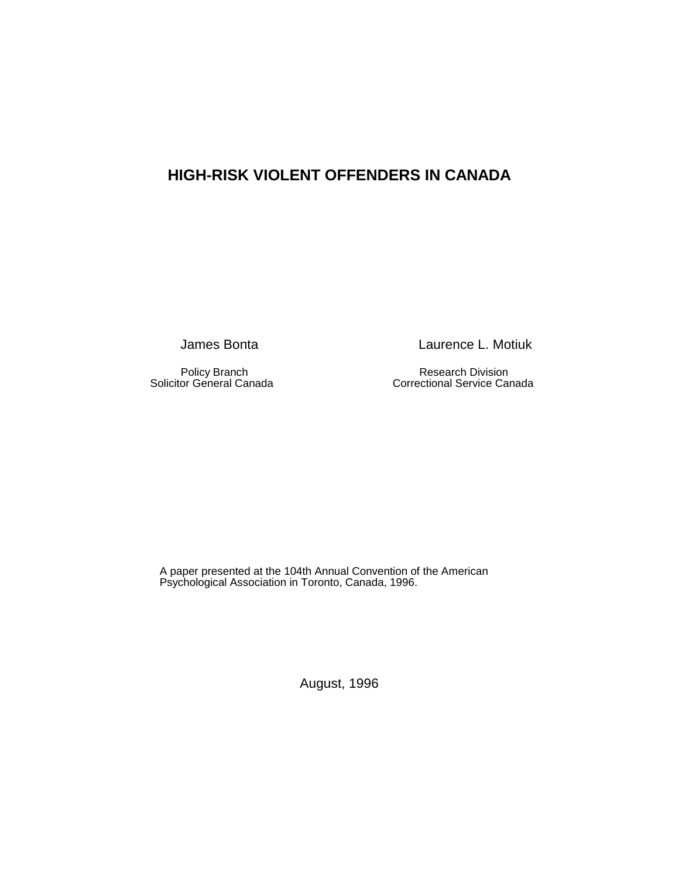# HIGH-RISK VIOLENT OFFENDERS IN CANADA

James Bonta

Policy Branch
Solicitor General Canada

Laurence L. Motiuk

Research Division
Correctional Service Canada

A paper presented at the 104th Annual Convention of the American Psychological Association in Toronto, Canada, 1996.

August, 1996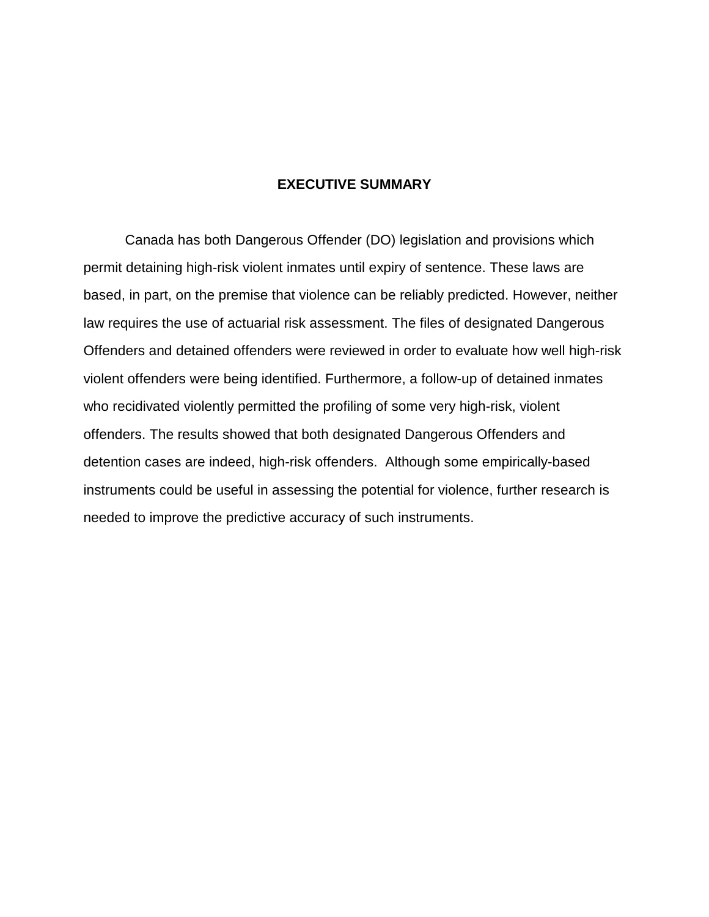# EXECUTIVE SUMMARY

Canada has both Dangerous Offender (DO) legislation and provisions which permit detaining high-risk violent inmates until expiry of sentence. These laws are based, in part, on the premise that violence can be reliably predicted. However, neither law requires the use of actuarial risk assessment. The files of designated Dangerous Offenders and detained offenders were reviewed in order to evaluate how well high-risk violent offenders were being identified. Furthermore, a follow-up of detained inmates who recidivated violently permitted the profiling of some very high-risk, violent offenders. The results showed that both designated Dangerous Offenders and detention cases are indeed, high-risk offenders. Although some empirically-based instruments could be useful in assessing the potential for violence, further research is needed to improve the predictive accuracy of such instruments.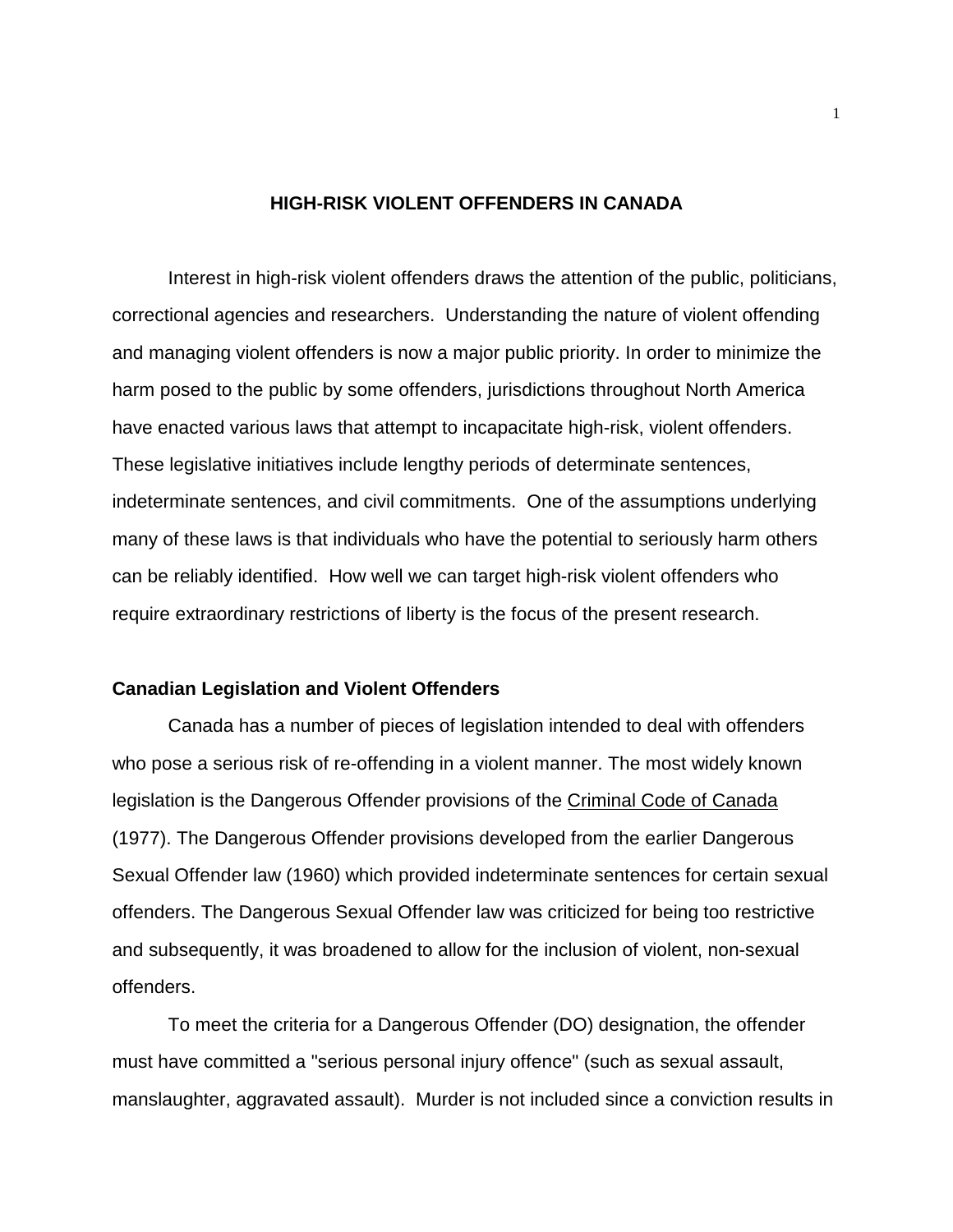# HIGH-RISK VIOLENT OFFENDERS IN CANADA

Interest in high-risk violent offenders draws the attention of the public, politicians, correctional agencies and researchers. Understanding the nature of violent offending and managing violent offenders is now a major public priority. In order to minimize the harm posed to the public by some offenders, jurisdictions throughout North America have enacted various laws that attempt to incapacitate high-risk, violent offenders. These legislative initiatives include lengthy periods of determinate sentences, indeterminate sentences, and civil commitments. One of the assumptions underlying many of these laws is that individuals who have the potential to seriously harm others can be reliably identified. How well we can target high-risk violent offenders who require extraordinary restrictions of liberty is the focus of the present research.

## Canadian Legislation and Violent Offenders

Canada has a number of pieces of legislation intended to deal with offenders who pose a serious risk of re-offending in a violent manner. The most widely known legislation is the Dangerous Offender provisions of the Criminal Code of Canada (1977). The Dangerous Offender provisions developed from the earlier Dangerous Sexual Offender law (1960) which provided indeterminate sentences for certain sexual offenders. The Dangerous Sexual Offender law was criticized for being too restrictive and subsequently, it was broadened to allow for the inclusion of violent, non-sexual offenders.

To meet the criteria for a Dangerous Offender (DO) designation, the offender must have committed a "serious personal injury offence" (such as sexual assault, manslaughter, aggravated assault). Murder is not included since a conviction results in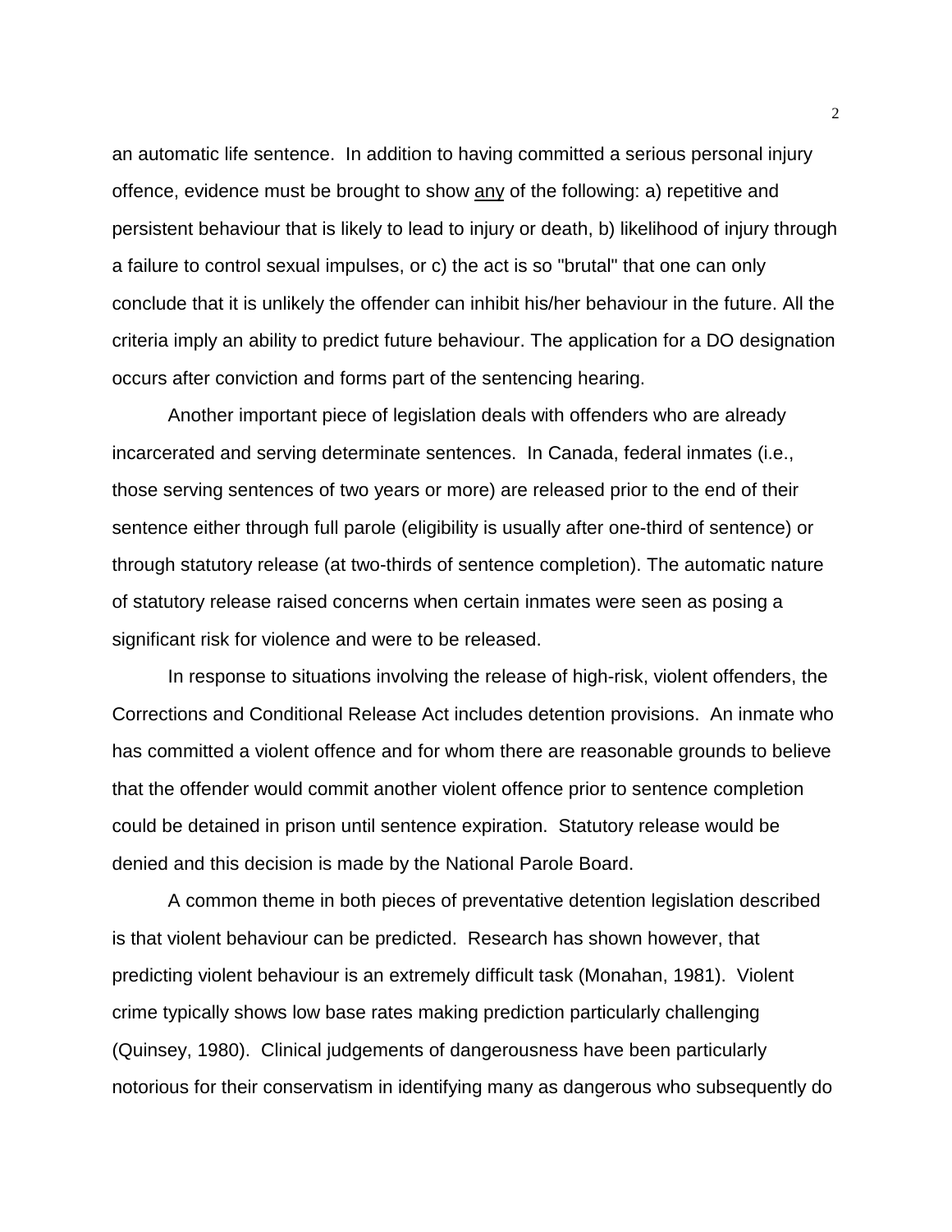an automatic life sentence. In addition to having committed a serious personal injury offence, evidence must be brought to show <u>any</u> of the following: a) repetitive and persistent behaviour that is likely to lead to injury or death, b) likelihood of injury through a failure to control sexual impulses, or c) the act is so "brutal" that one can only conclude that it is unlikely the offender can inhibit his/her behaviour in the future. All the criteria imply an ability to predict future behaviour. The application for a DO designation occurs after conviction and forms part of the sentencing hearing.

Another important piece of legislation deals with offenders who are already incarcerated and serving determinate sentences. In Canada, federal inmates (i.e., those serving sentences of two years or more) are released prior to the end of their sentence either through full parole (eligibility is usually after one-third of sentence) or through statutory release (at two-thirds of sentence completion). The automatic nature of statutory release raised concerns when certain inmates were seen as posing a significant risk for violence and were to be released.

In response to situations involving the release of high-risk, violent offenders, the Corrections and Conditional Release Act includes detention provisions. An inmate who has committed a violent offence and for whom there are reasonable grounds to believe that the offender would commit another violent offence prior to sentence completion could be detained in prison until sentence expiration. Statutory release would be denied and this decision is made by the National Parole Board.

A common theme in both pieces of preventative detention legislation described is that violent behaviour can be predicted. Research has shown however, that predicting violent behaviour is an extremely difficult task (Monahan, 1981). Violent crime typically shows low base rates making prediction particularly challenging (Quinsey, 1980). Clinical judgements of dangerousness have been particularly notorious for their conservatism in identifying many as dangerous who subsequently do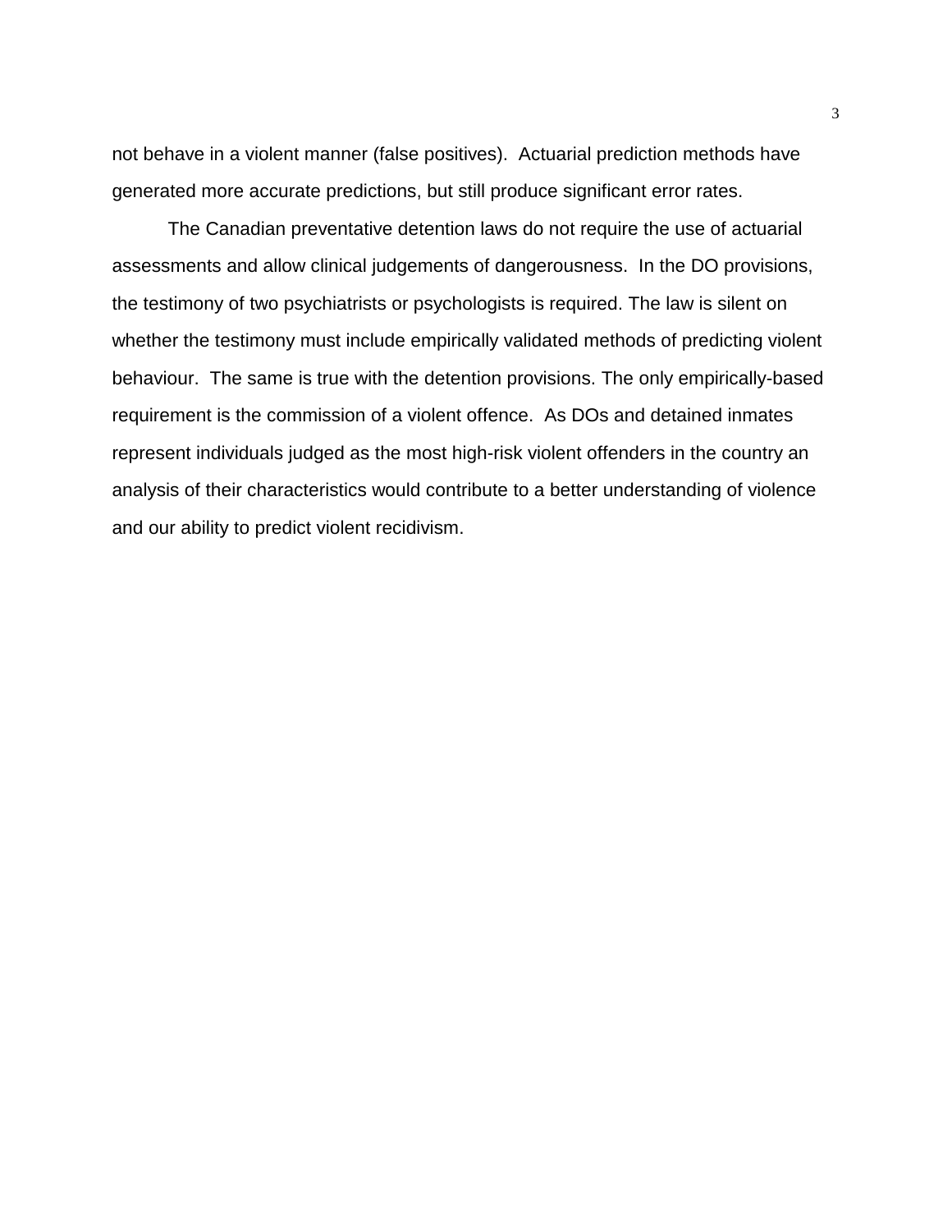not behave in a violent manner (false positives). Actuarial prediction methods have generated more accurate predictions, but still produce significant error rates.

The Canadian preventative detention laws do not require the use of actuarial assessments and allow clinical judgements of dangerousness. In the DO provisions, the testimony of two psychiatrists or psychologists is required. The law is silent on whether the testimony must include empirically validated methods of predicting violent behaviour. The same is true with the detention provisions. The only empirically-based requirement is the commission of a violent offence. As DOs and detained inmates represent individuals judged as the most high-risk violent offenders in the country an analysis of their characteristics would contribute to a better understanding of violence and our ability to predict violent recidivism.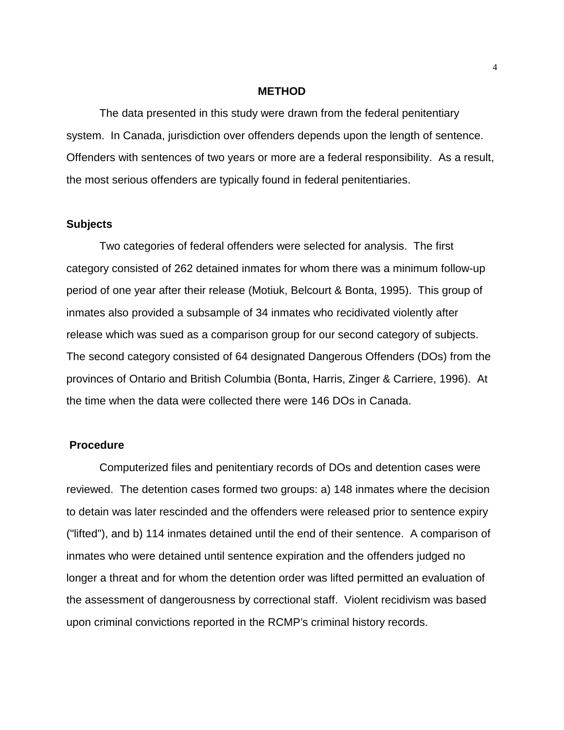# METHOD

The data presented in this study were drawn from the federal penitentiary system. In Canada, jurisdiction over offenders depends upon the length of sentence. Offenders with sentences of two years or more are a federal responsibility. As a result, the most serious offenders are typically found in federal penitentiaries.

## Subjects

Two categories of federal offenders were selected for analysis. The first category consisted of 262 detained inmates for whom there was a minimum follow-up period of one year after their release (Motiuk, Belcourt & Bonta, 1995). This group of inmates also provided a subsample of 34 inmates who recidivated violently after release which was sued as a comparison group for our second category of subjects. The second category consisted of 64 designated Dangerous Offenders (DOs) from the provinces of Ontario and British Columbia (Bonta, Harris, Zinger & Carriere, 1996). At the time when the data were collected there were 146 DOs in Canada.

## Procedure

Computerized files and penitentiary records of DOs and detention cases were reviewed. The detention cases formed two groups: a) 148 inmates where the decision to detain was later rescinded and the offenders were released prior to sentence expiry ("lifted"), and b) 114 inmates detained until the end of their sentence. A comparison of inmates who were detained until sentence expiration and the offenders judged no longer a threat and for whom the detention order was lifted permitted an evaluation of the assessment of dangerousness by correctional staff. Violent recidivism was based upon criminal convictions reported in the RCMP's criminal history records.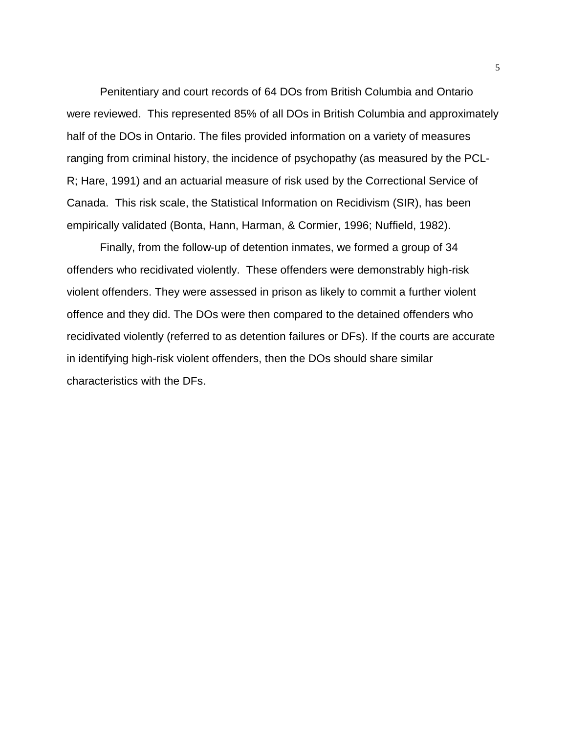Penitentiary and court records of 64 DOs from British Columbia and Ontario were reviewed. This represented 85% of all DOs in British Columbia and approximately half of the DOs in Ontario. The files provided information on a variety of measures ranging from criminal history, the incidence of psychopathy (as measured by the PCL-R; Hare, 1991) and an actuarial measure of risk used by the Correctional Service of Canada. This risk scale, the Statistical Information on Recidivism (SIR), has been empirically validated (Bonta, Hann, Harman, & Cormier, 1996; Nuffield, 1982).

Finally, from the follow-up of detention inmates, we formed a group of 34 offenders who recidivated violently. These offenders were demonstrably high-risk violent offenders. They were assessed in prison as likely to commit a further violent offence and they did. The DOs were then compared to the detained offenders who recidivated violently (referred to as detention failures or DFs). If the courts are accurate in identifying high-risk violent offenders, then the DOs should share similar characteristics with the DFs.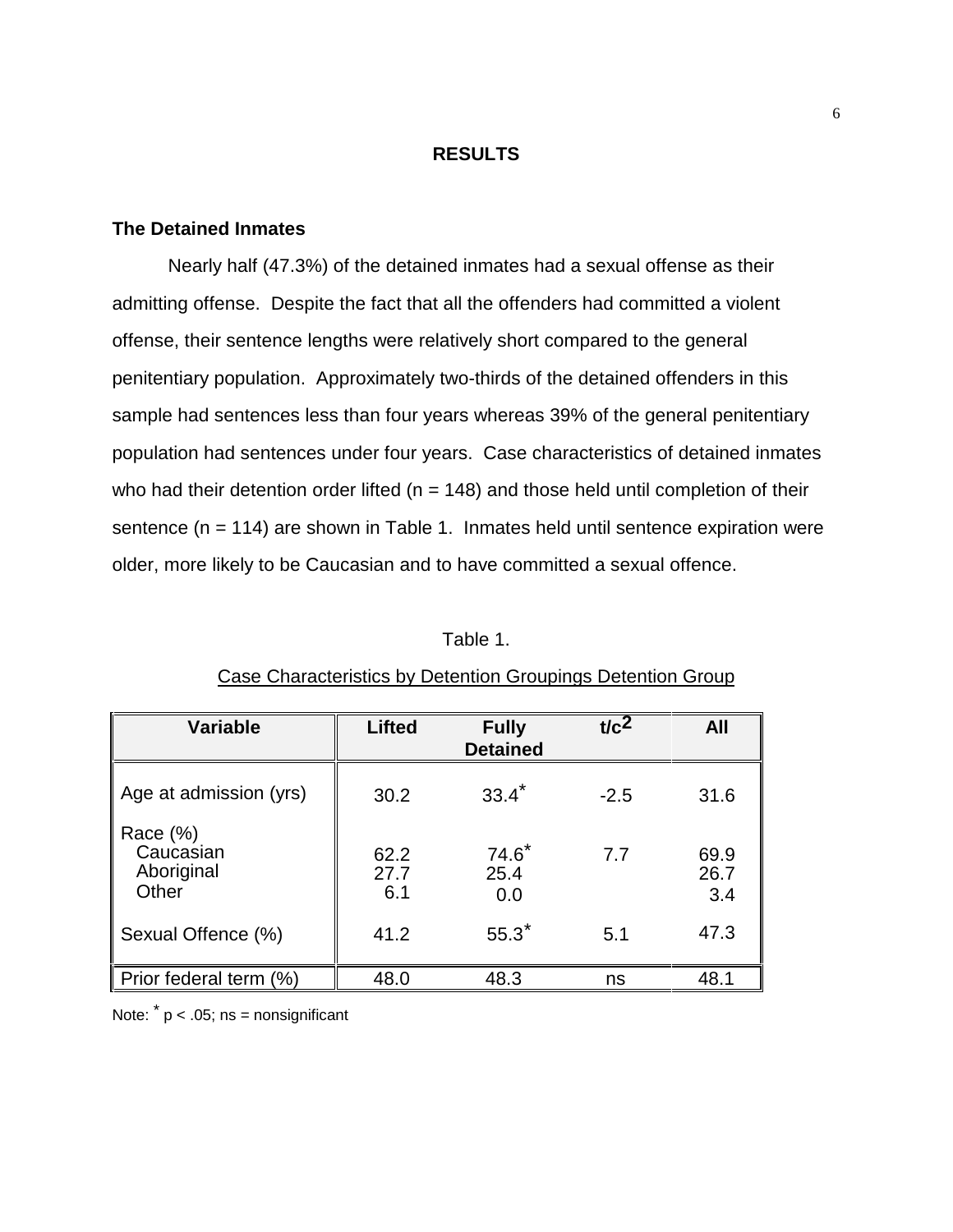# RESULTS

## The Detained Inmates

Nearly half (47.3%) of the detained inmates had a sexual offense as their admitting offense. Despite the fact that all the offenders had committed a violent offense, their sentence lengths were relatively short compared to the general penitentiary population. Approximately two-thirds of the detained offenders in this sample had sentences less than four years whereas 39% of the general penitentiary population had sentences under four years. Case characteristics of detained inmates who had their detention order lifted (n = 148) and those held until completion of their sentence (n = 114) are shown in Table 1. Inmates held until sentence expiration were older, more likely to be Caucasian and to have committed a sexual offence.

Table 1.

Case Characteristics by Detention Groupings Detention Group

| Variable | Lifted | Fully Detained | $t/c^2$ | All |
|---|---|---|---|---|
| Age at admission (yrs) | 30.2 | 33.4* | -2.5 | 31.6 |
| Race (%) | | | | |
| Caucasian | 62.2 | 74.6* | 7.7 | 69.9 |
| Aboriginal | 27.7 | 25.4 | | 26.7 |
| Other | 6.1 | 0.0 | | 3.4 |
| Sexual Offence (%) | 41.2 | 55.3* | 5.1 | 47.3 |
| Prior federal term (%) | 48.0 | 48.3 | ns | 48.1 |

Note: * $p < .05$; ns = nonsignificant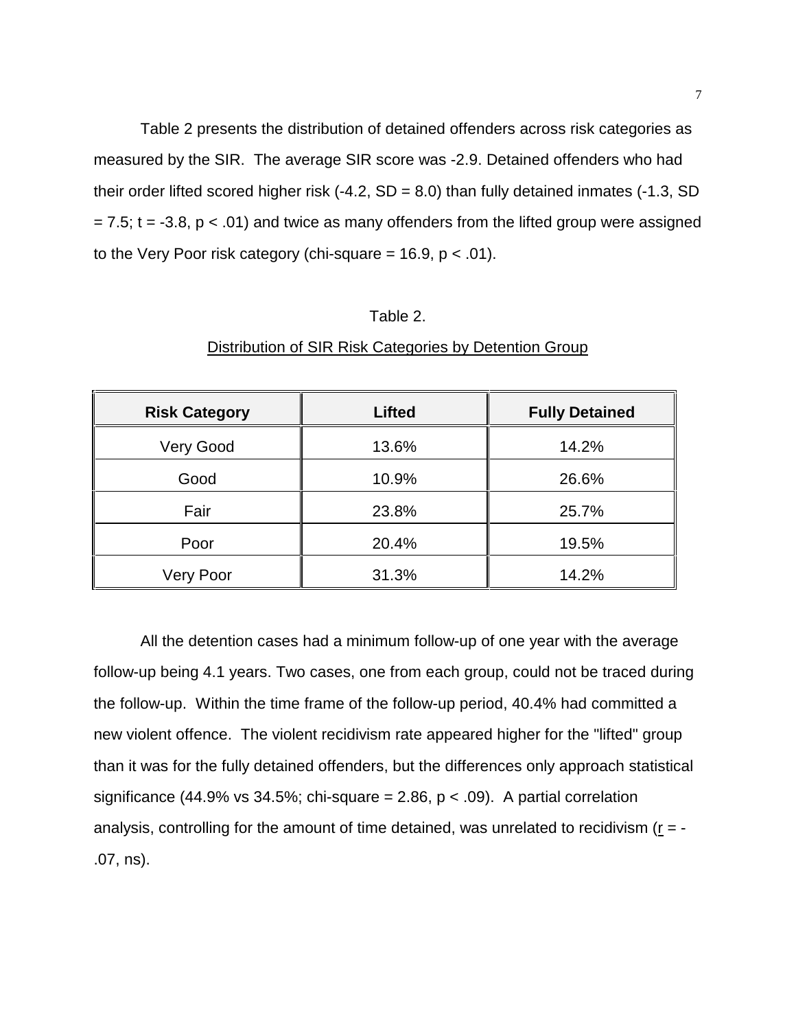Table 2 presents the distribution of detained offenders across risk categories as measured by the SIR. The average SIR score was -2.9. Detained offenders who had their order lifted scored higher risk (-4.2, SD = 8.0) than fully detained inmates (-1.3, SD = 7.5; $t = -3.8$, $p < .01$) and twice as many offenders from the lifted group were assigned to the Very Poor risk category (chi-square = 16.9, $p < .01$).

Table 2.

Distribution of SIR Risk Categories by Detention Group

| Risk Category | Lifted | Fully Detained |
|---|---|---|
| Very Good | 13.6% | 14.2% |
| Good | 10.9% | 26.6% |
| Fair | 23.8% | 25.7% |
| Poor | 20.4% | 19.5% |
| Very Poor | 31.3% | 14.2% |

All the detention cases had a minimum follow-up of one year with the average follow-up being 4.1 years. Two cases, one from each group, could not be traced during the follow-up. Within the time frame of the follow-up period, 40.4% had committed a new violent offence. The violent recidivism rate appeared higher for the "lifted" group than it was for the fully detained offenders, but the differences only approach statistical significance (44.9% vs 34.5%; chi-square = 2.86, $p < .09$). A partial correlation analysis, controlling for the amount of time detained, was unrelated to recidivism ($r = -.07$, ns).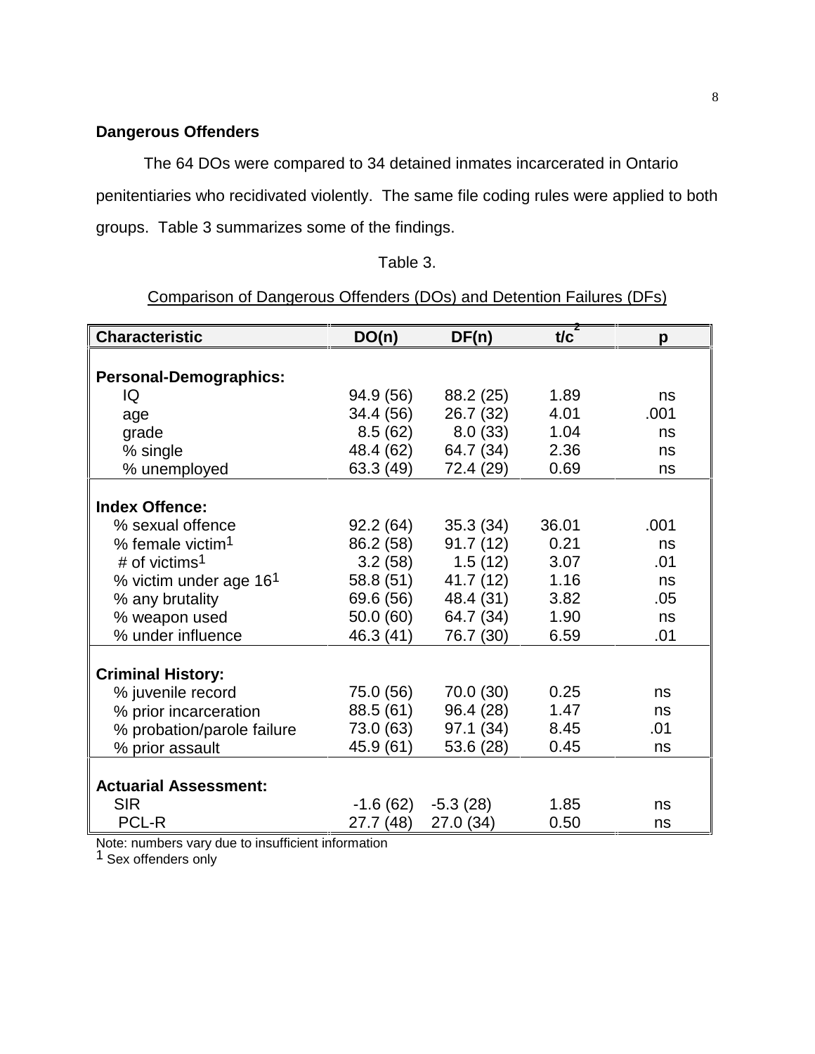## Dangerous Offenders

The 64 DOs were compared to 34 detained inmates incarcerated in Ontario penitentiaries who recidivated violently. The same file coding rules were applied to both groups. Table 3 summarizes some of the findings.

Table 3.

Comparison of Dangerous Offenders (DOs) and Detention Failures (DFs)

| Characteristic | DO(n) | DF(n) | $t/c^2$ | p |
|---|---|---|---|---|
| **Personal-Demographics:** | | | | |
| IQ | 94.9 (56) | 88.2 (25) | 1.89 | ns |
| age | 34.4 (56) | 26.7 (32) | 4.01 | .001 |
| grade | 8.5 (62) | 8.0 (33) | 1.04 | ns |
| % single | 48.4 (62) | 64.7 (34) | 2.36 | ns |
| % unemployed | 63.3 (49) | 72.4 (29) | 0.69 | ns |
| **Index Offence:** | | | | |
| % sexual offence | 92.2 (64) | 35.3 (34) | 36.01 | .001 |
| % female victim[1] | 86.2 (58) | 91.7 (12) | 0.21 | ns |
| # of victims[1] | 3.2 (58) | 1.5 (12) | 3.07 | .01 |
| % victim under age 16[1] | 58.8 (51) | 41.7 (12) | 1.16 | ns |
| % any brutality | 69.6 (56) | 48.4 (31) | 3.82 | .05 |
| % weapon used | 50.0 (60) | 64.7 (34) | 1.90 | ns |
| % under influence | 46.3 (41) | 76.7 (30) | 6.59 | .01 |
| **Criminal History:** | | | | |
| % juvenile record | 75.0 (56) | 70.0 (30) | 0.25 | ns |
| % prior incarceration | 88.5 (61) | 96.4 (28) | 1.47 | ns |
| % probation/parole failure | 73.0 (63) | 97.1 (34) | 8.45 | .01 |
| % prior assault | 45.9 (61) | 53.6 (28) | 0.45 | ns |
| **Actuarial Assessment:** | | | | |
| SIR | -1.6 (62) | -5.3 (28) | 1.85 | ns |
| PCL-R | 27.7 (48) | 27.0 (34) | 0.50 | ns |

Note: numbers vary due to insufficient information
[1] Sex offenders only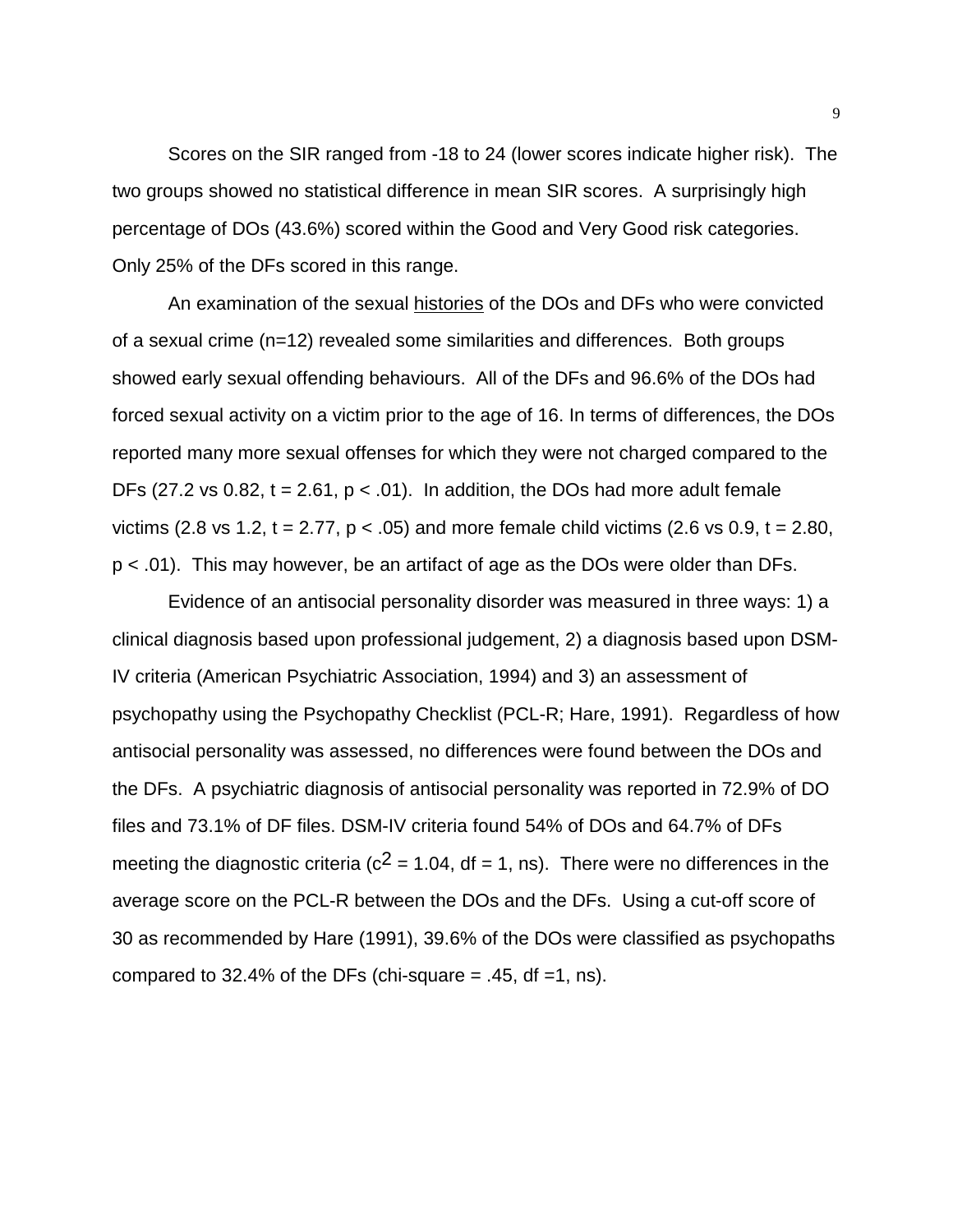Scores on the SIR ranged from -18 to 24 (lower scores indicate higher risk). The two groups showed no statistical difference in mean SIR scores. A surprisingly high percentage of DOs (43.6%) scored within the Good and Very Good risk categories. Only 25% of the DFs scored in this range.

An examination of the sexual <u>histories</u> of the DOs and DFs who were convicted of a sexual crime (n=12) revealed some similarities and differences. Both groups showed early sexual offending behaviours. All of the DFs and 96.6% of the DOs had forced sexual activity on a victim prior to the age of 16. In terms of differences, the DOs reported many more sexual offenses for which they were not charged compared to the DFs (27.2 vs 0.82, $t = 2.61$, $p < .01$). In addition, the DOs had more adult female victims (2.8 vs 1.2, $t = 2.77$, $p < .05$) and more female child victims (2.6 vs 0.9, $t = 2.80$, $p < .01$). This may however, be an artifact of age as the DOs were older than DFs.

Evidence of an antisocial personality disorder was measured in three ways: 1) a clinical diagnosis based upon professional judgement, 2) a diagnosis based upon DSM-IV criteria (American Psychiatric Association, 1994) and 3) an assessment of psychopathy using the Psychopathy Checklist (PCL-R; Hare, 1991). Regardless of how antisocial personality was assessed, no differences were found between the DOs and the DFs. A psychiatric diagnosis of antisocial personality was reported in 72.9% of DO files and 73.1% of DF files. DSM-IV criteria found 54% of DOs and 64.7% of DFs meeting the diagnostic criteria ($c^2 = 1.04$, df = 1, ns). There were no differences in the average score on the PCL-R between the DOs and the DFs. Using a cut-off score of 30 as recommended by Hare (1991), 39.6% of the DOs were classified as psychopaths compared to 32.4% of the DFs (chi-square = .45, df =1, ns).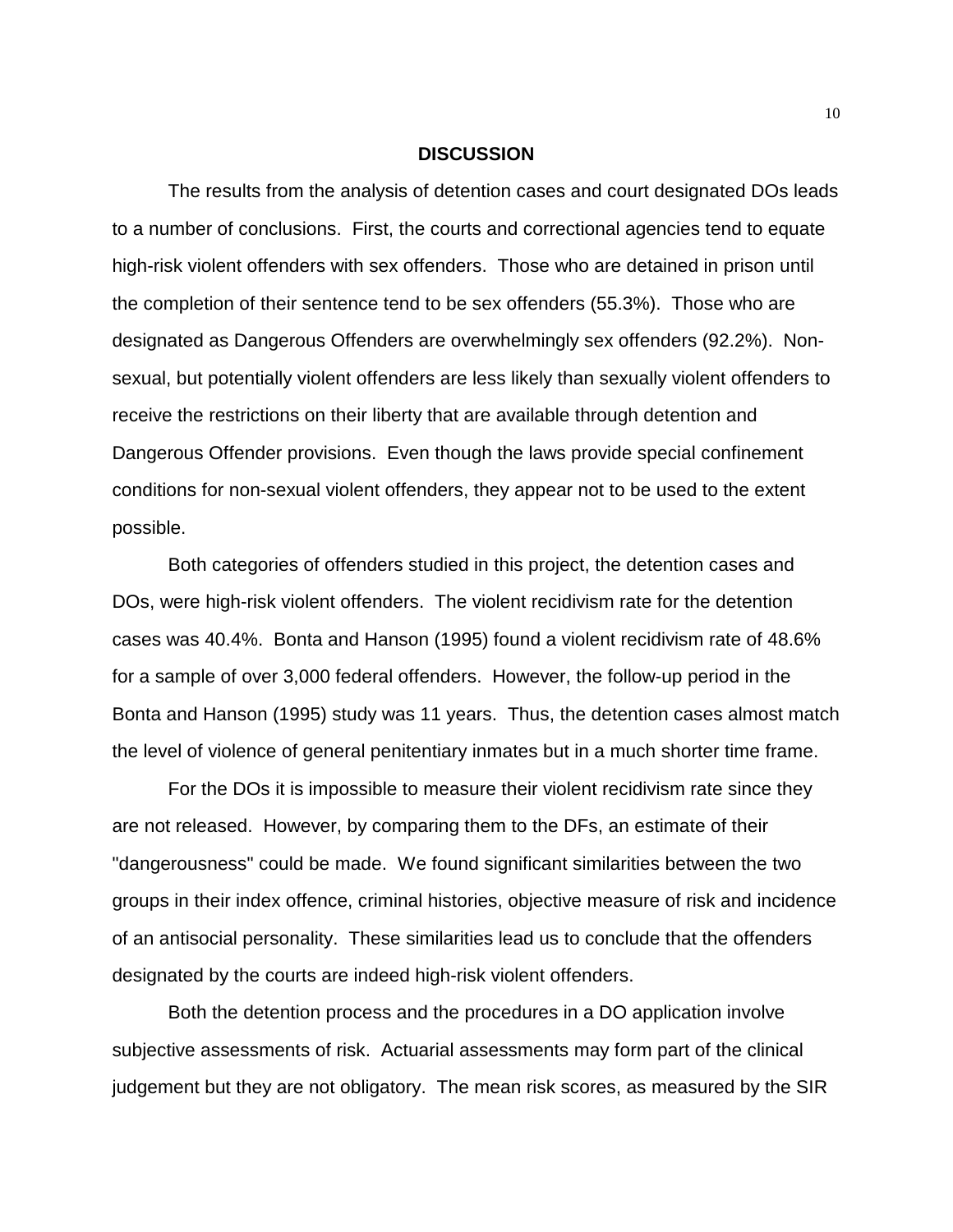## DISCUSSION

The results from the analysis of detention cases and court designated DOs leads to a number of conclusions. First, the courts and correctional agencies tend to equate high-risk violent offenders with sex offenders. Those who are detained in prison until the completion of their sentence tend to be sex offenders (55.3%). Those who are designated as Dangerous Offenders are overwhelmingly sex offenders (92.2%). Non-sexual, but potentially violent offenders are less likely than sexually violent offenders to receive the restrictions on their liberty that are available through detention and Dangerous Offender provisions. Even though the laws provide special confinement conditions for non-sexual violent offenders, they appear not to be used to the extent possible.

Both categories of offenders studied in this project, the detention cases and DOs, were high-risk violent offenders. The violent recidivism rate for the detention cases was 40.4%. Bonta and Hanson (1995) found a violent recidivism rate of 48.6% for a sample of over 3,000 federal offenders. However, the follow-up period in the Bonta and Hanson (1995) study was 11 years. Thus, the detention cases almost match the level of violence of general penitentiary inmates but in a much shorter time frame.

For the DOs it is impossible to measure their violent recidivism rate since they are not released. However, by comparing them to the DFs, an estimate of their "dangerousness" could be made. We found significant similarities between the two groups in their index offence, criminal histories, objective measure of risk and incidence of an antisocial personality. These similarities lead us to conclude that the offenders designated by the courts are indeed high-risk violent offenders.

Both the detention process and the procedures in a DO application involve subjective assessments of risk. Actuarial assessments may form part of the clinical judgement but they are not obligatory. The mean risk scores, as measured by the SIR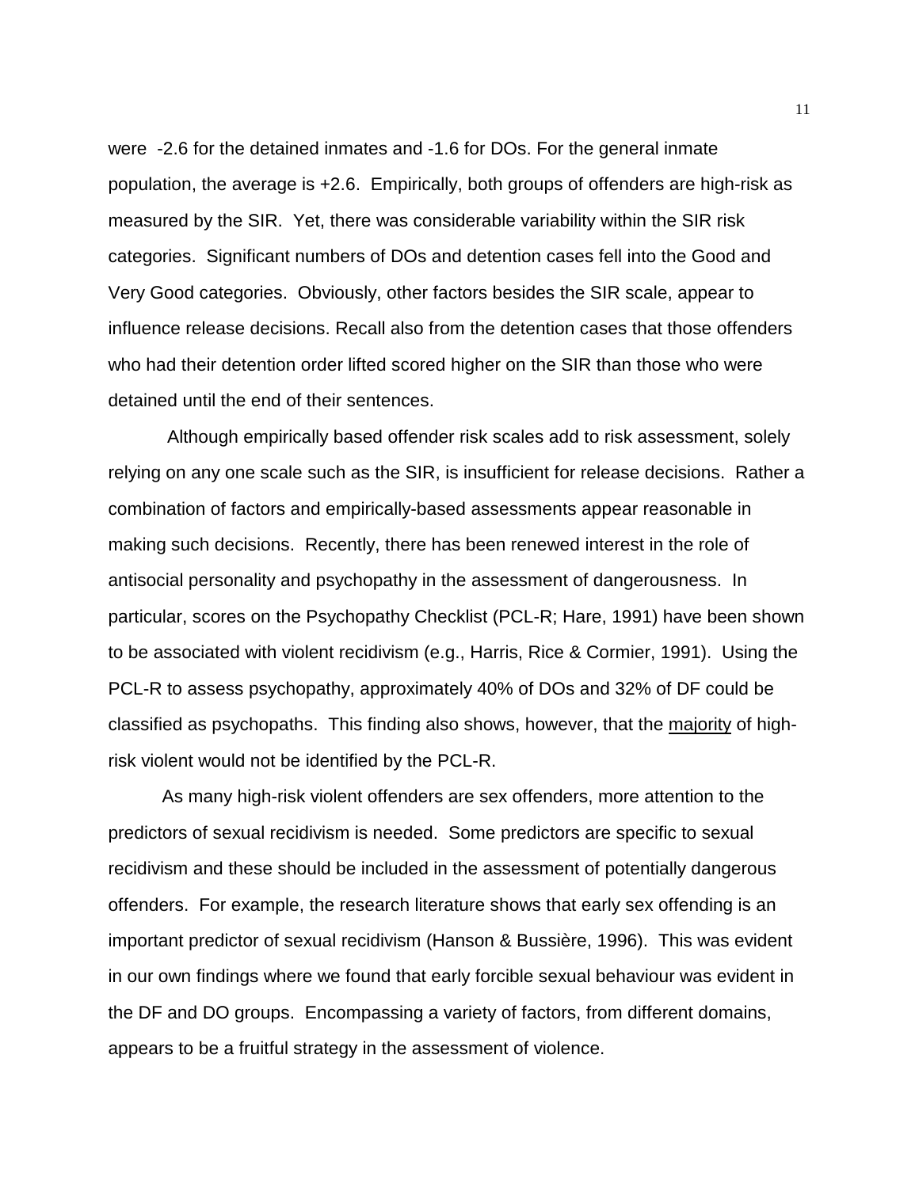were -2.6 for the detained inmates and -1.6 for DOs. For the general inmate population, the average is +2.6. Empirically, both groups of offenders are high-risk as measured by the SIR. Yet, there was considerable variability within the SIR risk categories. Significant numbers of DOs and detention cases fell into the Good and Very Good categories. Obviously, other factors besides the SIR scale, appear to influence release decisions. Recall also from the detention cases that those offenders who had their detention order lifted scored higher on the SIR than those who were detained until the end of their sentences.

Although empirically based offender risk scales add to risk assessment, solely relying on any one scale such as the SIR, is insufficient for release decisions. Rather a combination of factors and empirically-based assessments appear reasonable in making such decisions. Recently, there has been renewed interest in the role of antisocial personality and psychopathy in the assessment of dangerousness. In particular, scores on the Psychopathy Checklist (PCL-R; Hare, 1991) have been shown to be associated with violent recidivism (e.g., Harris, Rice & Cormier, 1991). Using the PCL-R to assess psychopathy, approximately 40% of DOs and 32% of DF could be classified as psychopaths. This finding also shows, however, that the <u>majority</u> of high-risk violent would not be identified by the PCL-R.

As many high-risk violent offenders are sex offenders, more attention to the predictors of sexual recidivism is needed. Some predictors are specific to sexual recidivism and these should be included in the assessment of potentially dangerous offenders. For example, the research literature shows that early sex offending is an important predictor of sexual recidivism (Hanson & Bussière, 1996). This was evident in our own findings where we found that early forcible sexual behaviour was evident in the DF and DO groups. Encompassing a variety of factors, from different domains, appears to be a fruitful strategy in the assessment of violence.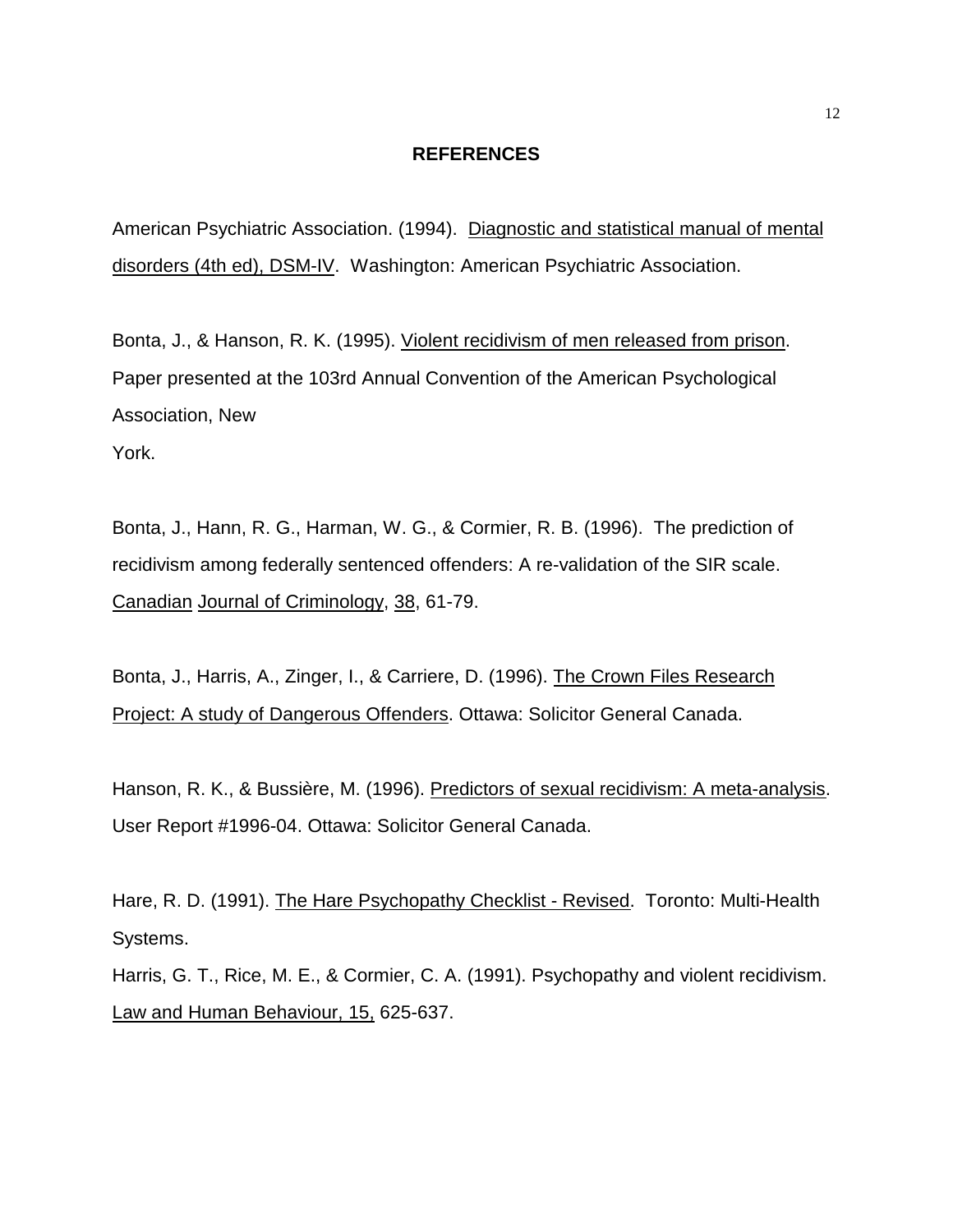## REFERENCES

American Psychiatric Association. (1994). Diagnostic and statistical manual of mental disorders (4th ed), DSM-IV. Washington: American Psychiatric Association.

Bonta, J., & Hanson, R. K. (1995). Violent recidivism of men released from prison. Paper presented at the 103rd Annual Convention of the American Psychological Association, New York.

Bonta, J., Hann, R. G., Harman, W. G., & Cormier, R. B. (1996). The prediction of recidivism among federally sentenced offenders: A re-validation of the SIR scale. Canadian Journal of Criminology, 38, 61-79.

Bonta, J., Harris, A., Zinger, I., & Carriere, D. (1996). The Crown Files Research Project: A study of Dangerous Offenders. Ottawa: Solicitor General Canada.

Hanson, R. K., & Bussière, M. (1996). Predictors of sexual recidivism: A meta-analysis. User Report #1996-04. Ottawa: Solicitor General Canada.

Hare, R. D. (1991). The Hare Psychopathy Checklist - Revised. Toronto: Multi-Health Systems.

Harris, G. T., Rice, M. E., & Cormier, C. A. (1991). Psychopathy and violent recidivism. Law and Human Behaviour, 15, 625-637.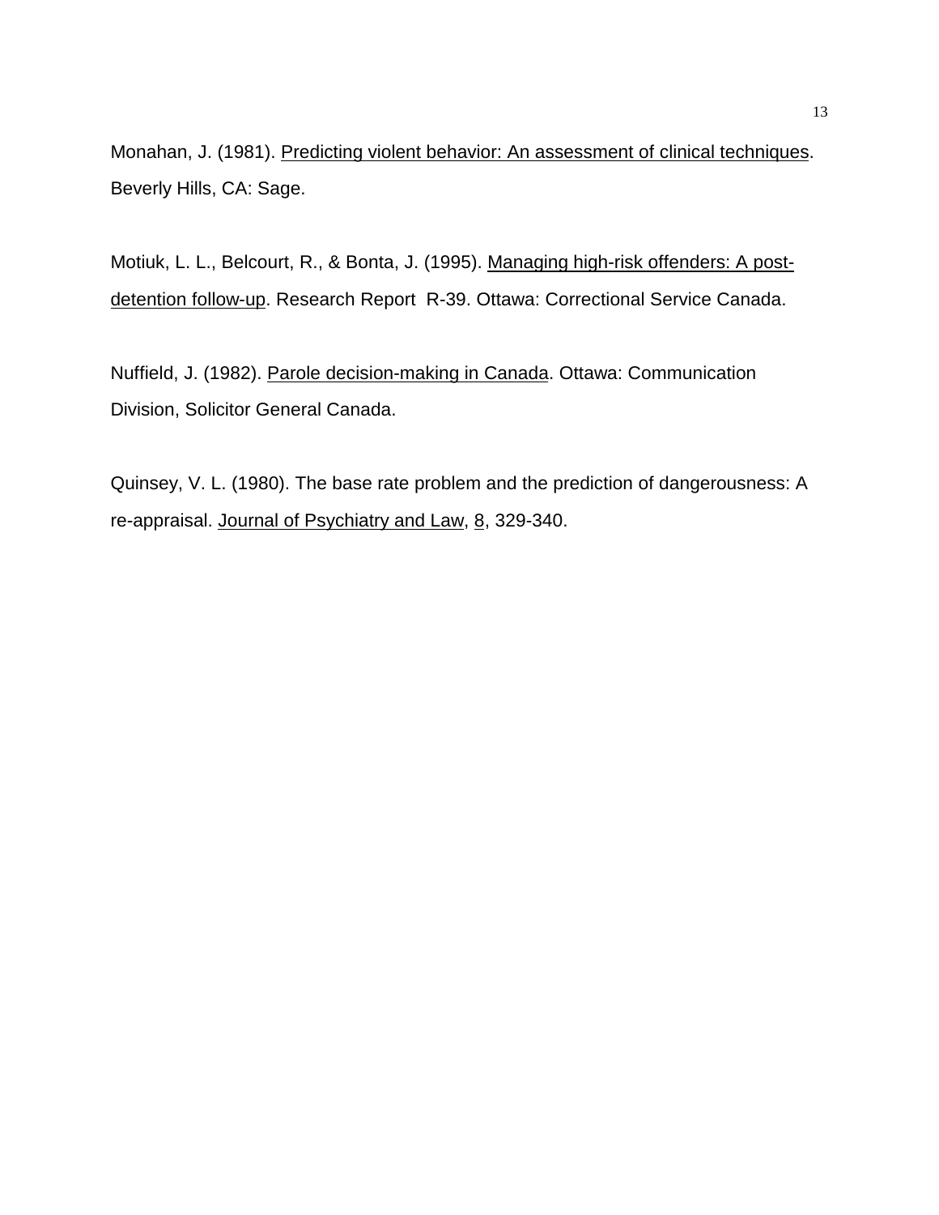Monahan, J. (1981). Predicting violent behavior: An assessment of clinical techniques. Beverly Hills, CA: Sage.

Motiuk, L. L., Belcourt, R., & Bonta, J. (1995). Managing high-risk offenders: A post-detention follow-up. Research Report R-39. Ottawa: Correctional Service Canada.

Nuffield, J. (1982). Parole decision-making in Canada. Ottawa: Communication Division, Solicitor General Canada.

Quinsey, V. L. (1980). The base rate problem and the prediction of dangerousness: A re-appraisal. Journal of Psychiatry and Law, 8, 329-340.